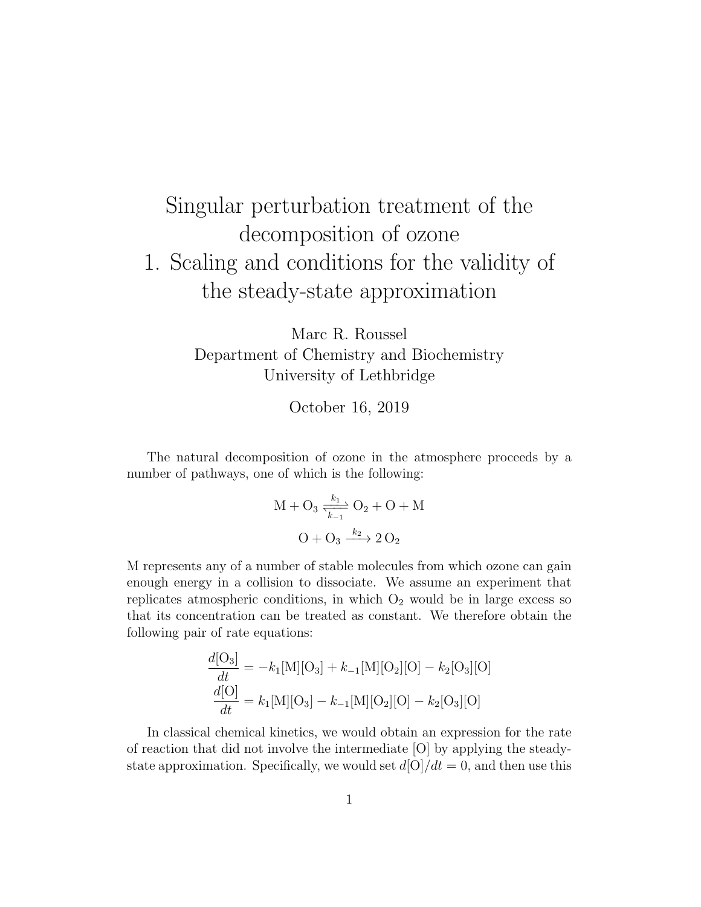# Singular perturbation treatment of the decomposition of ozone
# 1. Scaling and conditions for the validity of the steady-state approximation

Marc R. Roussel
Department of Chemistry and Biochemistry
University of Lethbridge

October 16, 2019

The natural decomposition of ozone in the atmosphere proceeds by a number of pathways, one of which is the following:

$$\mathrm{M} + \mathrm{O}_3 \underset{k_{-1}}{\overset{k_1}{\rightleftharpoons}} \mathrm{O}_2 + \mathrm{O} + \mathrm{M}$$

$$\mathrm{O} + \mathrm{O}_3 \xrightarrow{k_2} 2\,\mathrm{O}_2$$

M represents any of a number of stable molecules from which ozone can gain enough energy in a collision to dissociate. We assume an experiment that replicates atmospheric conditions, in which $\mathrm{O}_2$ would be in large excess so that its concentration can be treated as constant. We therefore obtain the following pair of rate equations:

$$\frac{d[\mathrm{O}_3]}{dt} = -k_1[\mathrm{M}][\mathrm{O}_3] + k_{-1}[\mathrm{M}][\mathrm{O}_2][\mathrm{O}] - k_2[\mathrm{O}_3][\mathrm{O}]$$

$$\frac{d[\mathrm{O}]}{dt} = k_1[\mathrm{M}][\mathrm{O}_3] - k_{-1}[\mathrm{M}][\mathrm{O}_2][\mathrm{O}] - k_2[\mathrm{O}_3][\mathrm{O}]$$

In classical chemical kinetics, we would obtain an expression for the rate of reaction that did not involve the intermediate [O] by applying the steady-state approximation. Specifically, we would set $d[\mathrm{O}]/dt = 0$, and then use this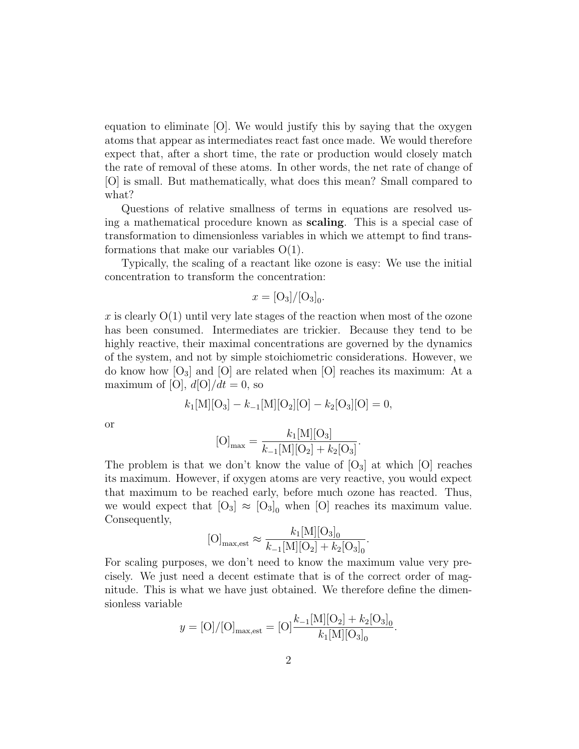equation to eliminate [O]. We would justify this by saying that the oxygen atoms that appear as intermediates react fast once made. We would therefore expect that, after a short time, the rate or production would closely match the rate of removal of these atoms. In other words, the net rate of change of [O] is small. But mathematically, what does this mean? Small compared to what?

Questions of relative smallness of terms in equations are resolved using a mathematical procedure known as **scaling**. This is a special case of transformation to dimensionless variables in which we attempt to find transformations that make our variables O(1).

Typically, the scaling of a reactant like ozone is easy: We use the initial concentration to transform the concentration:

$$x = [\mathrm{O_3}]/[\mathrm{O_3}]_0.$$

$x$ is clearly O(1) until very late stages of the reaction when most of the ozone has been consumed. Intermediates are trickier. Because they tend to be highly reactive, their maximal concentrations are governed by the dynamics of the system, and not by simple stoichiometric considerations. However, we do know how $[\mathrm{O_3}]$ and [O] are related when [O] reaches its maximum: At a maximum of [O], $d[\mathrm{O}]/dt = 0$, so

$$k_1[\mathrm{M}][\mathrm{O_3}] - k_{-1}[\mathrm{M}][\mathrm{O_2}][\mathrm{O}] - k_2[\mathrm{O_3}][\mathrm{O}] = 0,$$

or

$$[\mathrm{O}]_{\mathrm{max}} = \frac{k_1[\mathrm{M}][\mathrm{O_3}]}{k_{-1}[\mathrm{M}][\mathrm{O_2}] + k_2[\mathrm{O_3}]}.$$

The problem is that we don't know the value of $[\mathrm{O_3}]$ at which [O] reaches its maximum. However, if oxygen atoms are very reactive, you would expect that maximum to be reached early, before much ozone has reacted. Thus, we would expect that $[\mathrm{O_3}] \approx [\mathrm{O_3}]_0$ when [O] reaches its maximum value. Consequently,

$$[\mathrm{O}]_{\mathrm{max,est}} \approx \frac{k_1[\mathrm{M}][\mathrm{O_3}]_0}{k_{-1}[\mathrm{M}][\mathrm{O_2}] + k_2[\mathrm{O_3}]_0}.$$

For scaling purposes, we don't need to know the maximum value very precisely. We just need a decent estimate that is of the correct order of magnitude. This is what we have just obtained. We therefore define the dimensionless variable

$$y = [\mathrm{O}]/[\mathrm{O}]_{\mathrm{max,est}} = [\mathrm{O}]\frac{k_{-1}[\mathrm{M}][\mathrm{O_2}] + k_2[\mathrm{O_3}]_0}{k_1[\mathrm{M}][\mathrm{O_3}]_0}.$$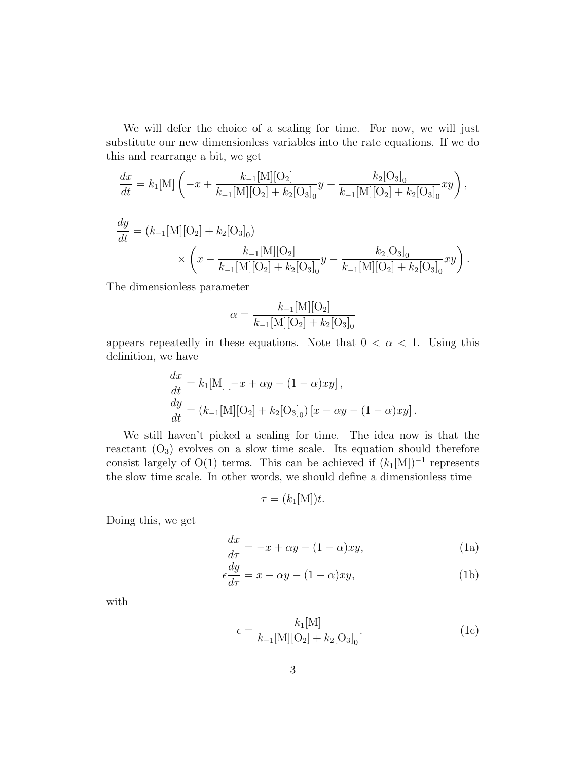We will defer the choice of a scaling for time. For now, we will just substitute our new dimensionless variables into the rate equations. If we do this and rearrange a bit, we get

$$\frac{dx}{dt} = k_1[\mathrm{M}]\left(-x + \frac{k_{-1}[\mathrm{M}][\mathrm{O_2}]}{k_{-1}[\mathrm{M}][\mathrm{O_2}] + k_2[\mathrm{O_3}]_0}y - \frac{k_2[\mathrm{O_3}]_0}{k_{-1}[\mathrm{M}][\mathrm{O_2}] + k_2[\mathrm{O_3}]_0}xy\right),$$

$$\frac{dy}{dt} = (k_{-1}[\mathrm{M}][\mathrm{O_2}] + k_2[\mathrm{O_3}]_0) \times \left(x - \frac{k_{-1}[\mathrm{M}][\mathrm{O_2}]}{k_{-1}[\mathrm{M}][\mathrm{O_2}] + k_2[\mathrm{O_3}]_0}y - \frac{k_2[\mathrm{O_3}]_0}{k_{-1}[\mathrm{M}][\mathrm{O_2}] + k_2[\mathrm{O_3}]_0}xy\right).$$

The dimensionless parameter

$$\alpha = \frac{k_{-1}[\mathrm{M}][\mathrm{O_2}]}{k_{-1}[\mathrm{M}][\mathrm{O_2}] + k_2[\mathrm{O_3}]_0}$$

appears repeatedly in these equations. Note that $0 < \alpha < 1$. Using this definition, we have

$$\begin{aligned}
\frac{dx}{dt} &= k_1[\mathrm{M}]\left[-x + \alpha y - (1-\alpha)xy\right], \\
\frac{dy}{dt} &= (k_{-1}[\mathrm{M}][\mathrm{O_2}] + k_2[\mathrm{O_3}]_0)\left[x - \alpha y - (1-\alpha)xy\right].
\end{aligned}$$

We still haven't picked a scaling for time. The idea now is that the reactant ($\mathrm{O_3}$) evolves on a slow time scale. Its equation should therefore consist largely of O(1) terms. This can be achieved if $(k_1[\mathrm{M}])^{-1}$ represents the slow time scale. In other words, we should define a dimensionless time

$$\tau = (k_1[\mathrm{M}])t.$$

Doing this, we get

$$\frac{dx}{d\tau} = -x + \alpha y - (1-\alpha)xy, \tag{1a}$$

$$\epsilon\frac{dy}{d\tau} = x - \alpha y - (1-\alpha)xy, \tag{1b}$$

with

$$\epsilon = \frac{k_1[\mathrm{M}]}{k_{-1}[\mathrm{M}][\mathrm{O_2}] + k_2[\mathrm{O_3}]_0}. \tag{1c}$$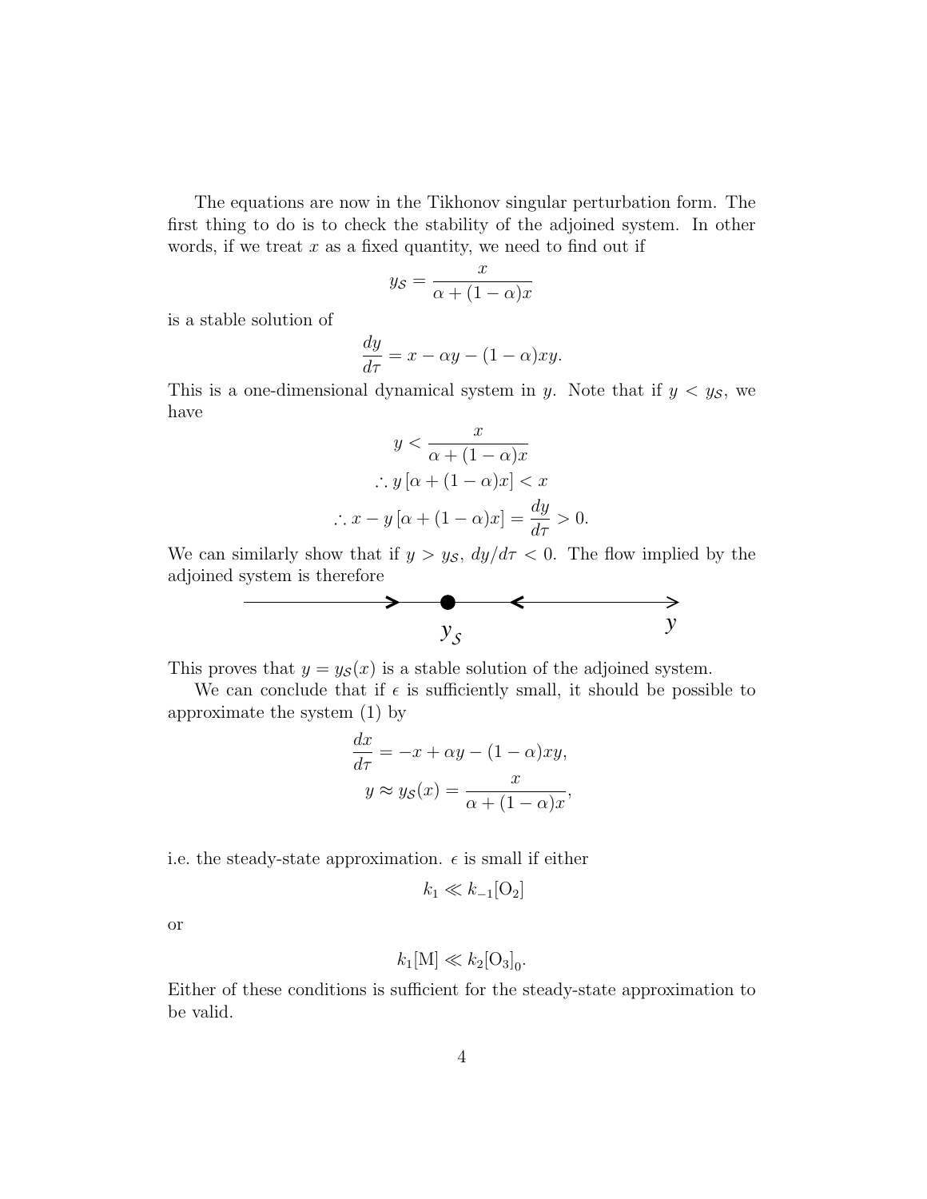The equations are now in the Tikhonov singular perturbation form. The first thing to do is to check the stability of the adjoined system. In other words, if we treat $x$ as a fixed quantity, we need to find out if

$$y_{\mathcal{S}} = \frac{x}{\alpha + (1-\alpha)x}$$

is a stable solution of

$$\frac{dy}{d\tau} = x - \alpha y - (1-\alpha)xy.$$

This is a one-dimensional dynamical system in $y$. Note that if $y < y_{\mathcal{S}}$, we have

$$y < \frac{x}{\alpha + (1-\alpha)x}$$

$$\therefore y\left[\alpha + (1-\alpha)x\right] < x$$

$$\therefore x - y\left[\alpha + (1-\alpha)x\right] = \frac{dy}{d\tau} > 0.$$

We can similarly show that if $y > y_{\mathcal{S}}$, $dy/d\tau < 0$. The flow implied by the adjoined system is therefore

$y_{\mathcal{S}}$

$y$

This proves that $y = y_{\mathcal{S}}(x)$ is a stable solution of the adjoined system.

We can conclude that if $\epsilon$ is sufficiently small, it should be possible to approximate the system (1) by

$$\frac{dx}{d\tau} = -x + \alpha y - (1-\alpha)xy,$$

$$y \approx y_{\mathcal{S}}(x) = \frac{x}{\alpha + (1-\alpha)x},$$

i.e. the steady-state approximation. $\epsilon$ is small if either

$$k_1 \ll k_{-1}[\mathrm{O_2}]$$

or

$$k_1[\mathrm{M}] \ll k_2[\mathrm{O_3}]_0.$$

Either of these conditions is sufficient for the steady-state approximation to be valid.